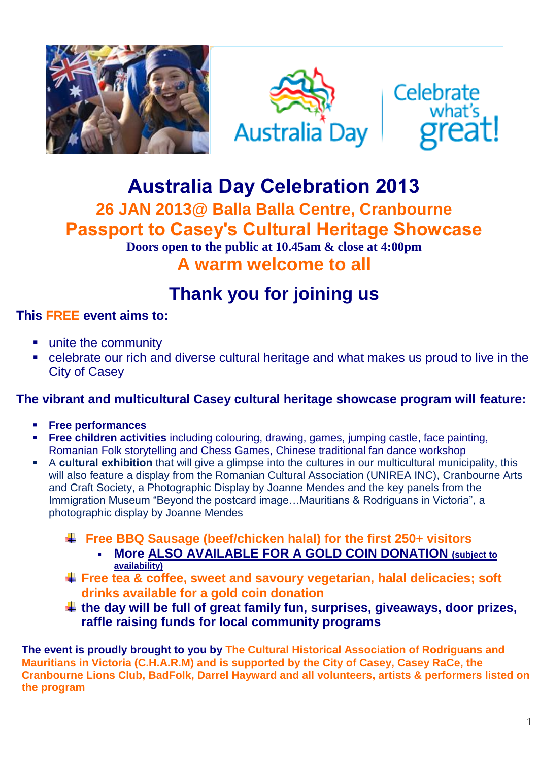# Australia Day Celebration 2013

## 26 JAN 2013@ Balla Balla Centre, Cranbourne

## Passport to Casey's Cultural Heritage Showcase

**Doors open to the public at 10.45am & close at 4:00pm**

## A warm welcome to all

## Thank you for joining us

**This FREE event aims to:**

- unite the community
- celebrate our rich and diverse cultural heritage and what makes us proud to live in the City of Casey

**The vibrant and multicultural Casey cultural heritage showcase program will feature:**

- **Free performances**
- **Free children activities** including colouring, drawing, games, jumping castle, face painting, Romanian Folk storytelling and Chess Games, Chinese traditional fan dance workshop
- A **cultural exhibition** that will give a glimpse into the cultures in our multicultural municipality, this will also feature a display from the Romanian Cultural Association (UNIREA INC), Cranbourne Arts and Craft Society, a Photographic Display by Joanne Mendes and the key panels from the Immigration Museum "Beyond the postcard image…Mauritians & Rodriguans in Victoria", a photographic display by Joanne Mendes

  - **Free BBQ Sausage (beef/chicken halal) for the first 250+ visitors**
    - **More ALSO AVAILABLE FOR A GOLD COIN DONATION (subject to availability)**
  - **Free tea & coffee, sweet and savoury vegetarian, halal delicacies; soft drinks available for a gold coin donation**
  - **the day will be full of great family fun, surprises, giveaways, door prizes, raffle raising funds for local community programs**

**The event is proudly brought to you by The Cultural Historical Association of Rodriguans and Mauritians in Victoria (C.H.A.R.M) and is supported by the City of Casey, Casey RaCe, the Cranbourne Lions Club, BadFolk, Darrel Hayward and all volunteers, artists & performers listed on the program**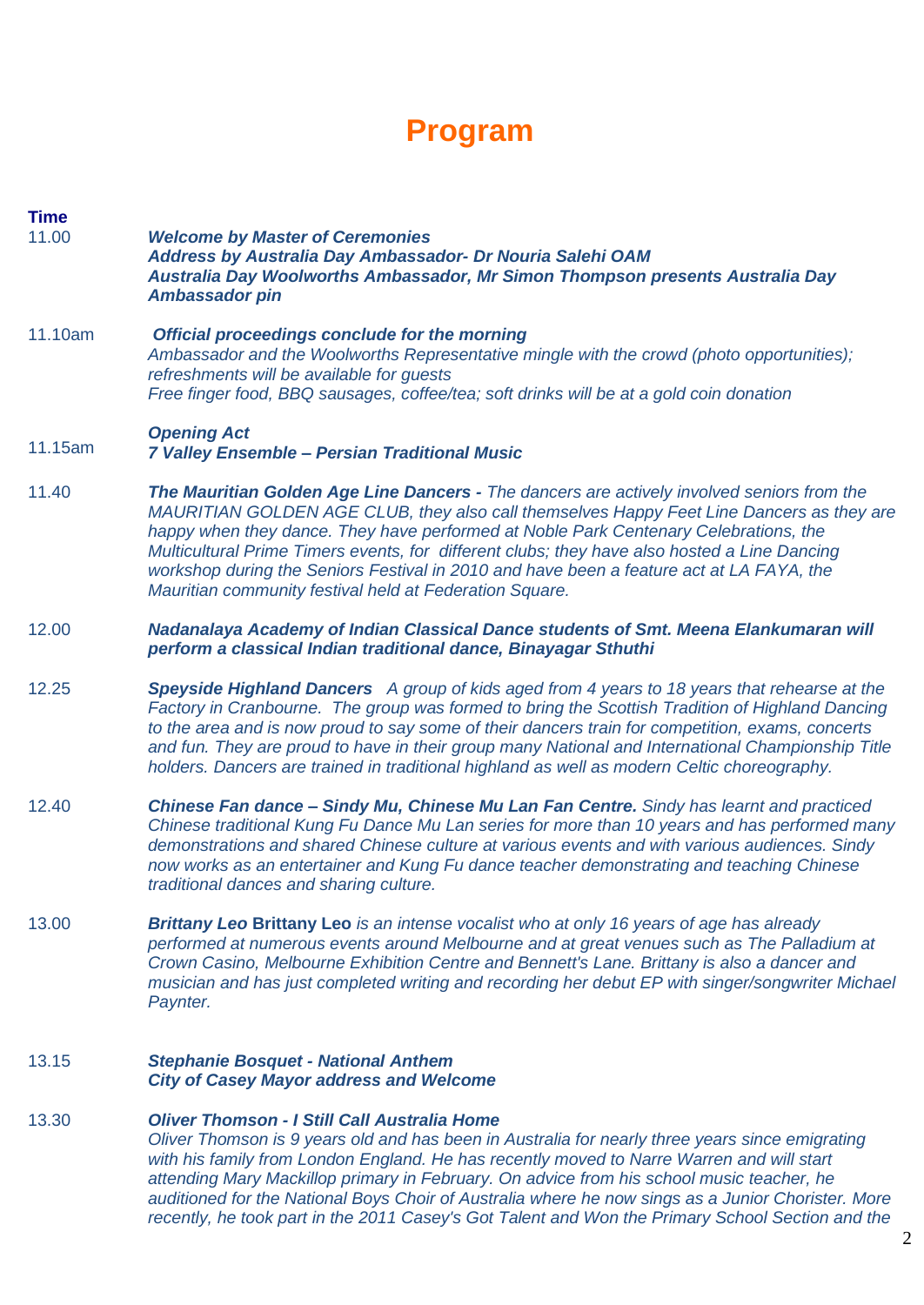# Program

| Time | |
|---|---|
| 11.00 | ***Welcome by Master of Ceremonies***<br>***Address by Australia Day Ambassador- Dr Nouria Salehi OAM***<br>***Australia Day Woolworths Ambassador, Mr Simon Thompson presents Australia Day Ambassador pin*** |
| 11.10am | ***Official proceedings conclude for the morning***<br>*Ambassador and the Woolworths Representative mingle with the crowd (photo opportunities); refreshments will be available for guests*<br>*Free finger food, BBQ sausages, coffee/tea; soft drinks will be at a gold coin donation* |
| 11.15am | ***Opening Act***<br>***7 Valley Ensemble – Persian Traditional Music*** |
| 11.40 | ***The Mauritian Golden Age Line Dancers -*** *The dancers are actively involved seniors from the MAURITIAN GOLDEN AGE CLUB, they also call themselves Happy Feet Line Dancers as they are happy when they dance. They have performed at Noble Park Centenary Celebrations, the Multicultural Prime Timers events, for different clubs; they have also hosted a Line Dancing workshop during the Seniors Festival in 2010 and have been a feature act at LA FAYA, the Mauritian community festival held at Federation Square.* |
| 12.00 | ***Nadanalaya Academy of Indian Classical Dance students of Smt. Meena Elankumaran will perform a classical Indian traditional dance, Binayagar Sthuthi*** |
| 12.25 | ***Speyside Highland Dancers*** *A group of kids aged from 4 years to 18 years that rehearse at the Factory in Cranbourne. The group was formed to bring the Scottish Tradition of Highland Dancing to the area and is now proud to say some of their dancers train for competition, exams, concerts and fun. They are proud to have in their group many National and International Championship Title holders. Dancers are trained in traditional highland as well as modern Celtic choreography.* |
| 12.40 | ***Chinese Fan dance – Sindy Mu, Chinese Mu Lan Fan Centre.*** *Sindy has learnt and practiced Chinese traditional Kung Fu Dance Mu Lan series for more than 10 years and has performed many demonstrations and shared Chinese culture at various events and with various audiences. Sindy now works as an entertainer and Kung Fu dance teacher demonstrating and teaching Chinese traditional dances and sharing culture.* |
| 13.00 | ***Brittany Leo*** **Brittany Leo** *is an intense vocalist who at only 16 years of age has already performed at numerous events around Melbourne and at great venues such as The Palladium at Crown Casino, Melbourne Exhibition Centre and Bennett's Lane. Brittany is also a dancer and musician and has just completed writing and recording her debut EP with singer/songwriter Michael Paynter.* |
| 13.15 | ***Stephanie Bosquet - National Anthem***<br>***City of Casey Mayor address and Welcome*** |
| 13.30 | ***Oliver Thomson - I Still Call Australia Home***<br>*Oliver Thomson is 9 years old and has been in Australia for nearly three years since emigrating with his family from London England. He has recently moved to Narre Warren and will start attending Mary Mackillop primary in February. On advice from his school music teacher, he auditioned for the National Boys Choir of Australia where he now sings as a Junior Chorister. More recently, he took part in the 2011 Casey's Got Talent and Won the Primary School Section and the* |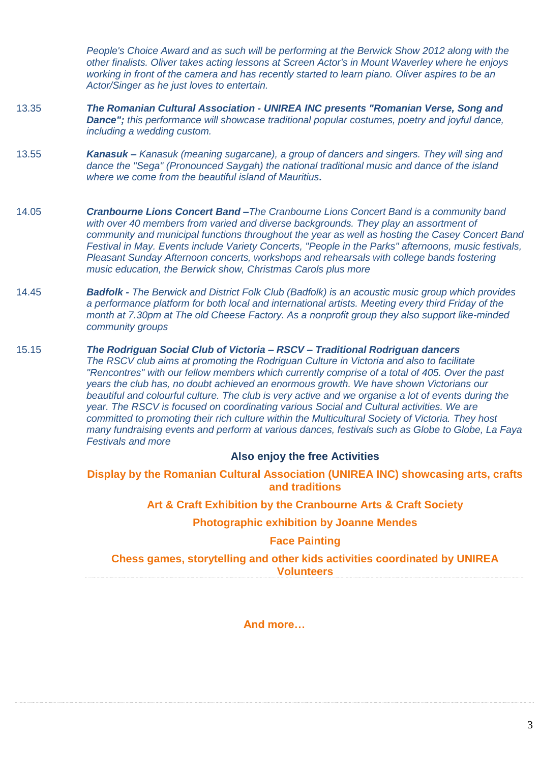*People's Choice Award and as such will be performing at the Berwick Show 2012 along with the other finalists. Oliver takes acting lessons at Screen Actor's in Mount Waverley where he enjoys working in front of the camera and has recently started to learn piano. Oliver aspires to be an Actor/Singer as he just loves to entertain.*

13.35 ***The Romanian Cultural Association - UNIREA INC presents "Romanian Verse, Song and Dance";*** *this performance will showcase traditional popular costumes, poetry and joyful dance, including a wedding custom.*

13.55 ***Kanasuk –*** *Kanasuk (meaning sugarcane), a group of dancers and singers. They will sing and dance the "Sega" (Pronounced Saygah) the national traditional music and dance of the island where we come from the beautiful island of Mauritius.*

14.05 ***Cranbourne Lions Concert Band –*** *The Cranbourne Lions Concert Band is a community band with over 40 members from varied and diverse backgrounds. They play an assortment of community and municipal functions throughout the year as well as hosting the Casey Concert Band Festival in May. Events include Variety Concerts, "People in the Parks" afternoons, music festivals, Pleasant Sunday Afternoon concerts, workshops and rehearsals with college bands fostering music education, the Berwick show, Christmas Carols plus more*

14.45 ***Badfolk -*** *The Berwick and District Folk Club (Badfolk) is an acoustic music group which provides a performance platform for both local and international artists. Meeting every third Friday of the month at 7.30pm at The old Cheese Factory. As a nonprofit group they also support like-minded community groups*

15.15 ***The Rodriguan Social Club of Victoria – RSCV – Traditional Rodriguan dancers***
*The RSCV club aims at promoting the Rodriguan Culture in Victoria and also to facilitate "Rencontres" with our fellow members which currently comprise of a total of 405. Over the past years the club has, no doubt achieved an enormous growth. We have shown Victorians our beautiful and colourful culture. The club is very active and we organise a lot of events during the year. The RSCV is focused on coordinating various Social and Cultural activities. We are committed to promoting their rich culture within the Multicultural Society of Victoria. They host many fundraising events and perform at various dances, festivals such as Globe to Globe, La Faya Festivals and more*

**Also enjoy the free Activities**

**Display by the Romanian Cultural Association (UNIREA INC) showcasing arts, crafts and traditions**

**Art & Craft Exhibition by the Cranbourne Arts & Craft Society**

**Photographic exhibition by Joanne Mendes**

**Face Painting**

**Chess games, storytelling and other kids activities coordinated by UNIREA Volunteers**

**And more…**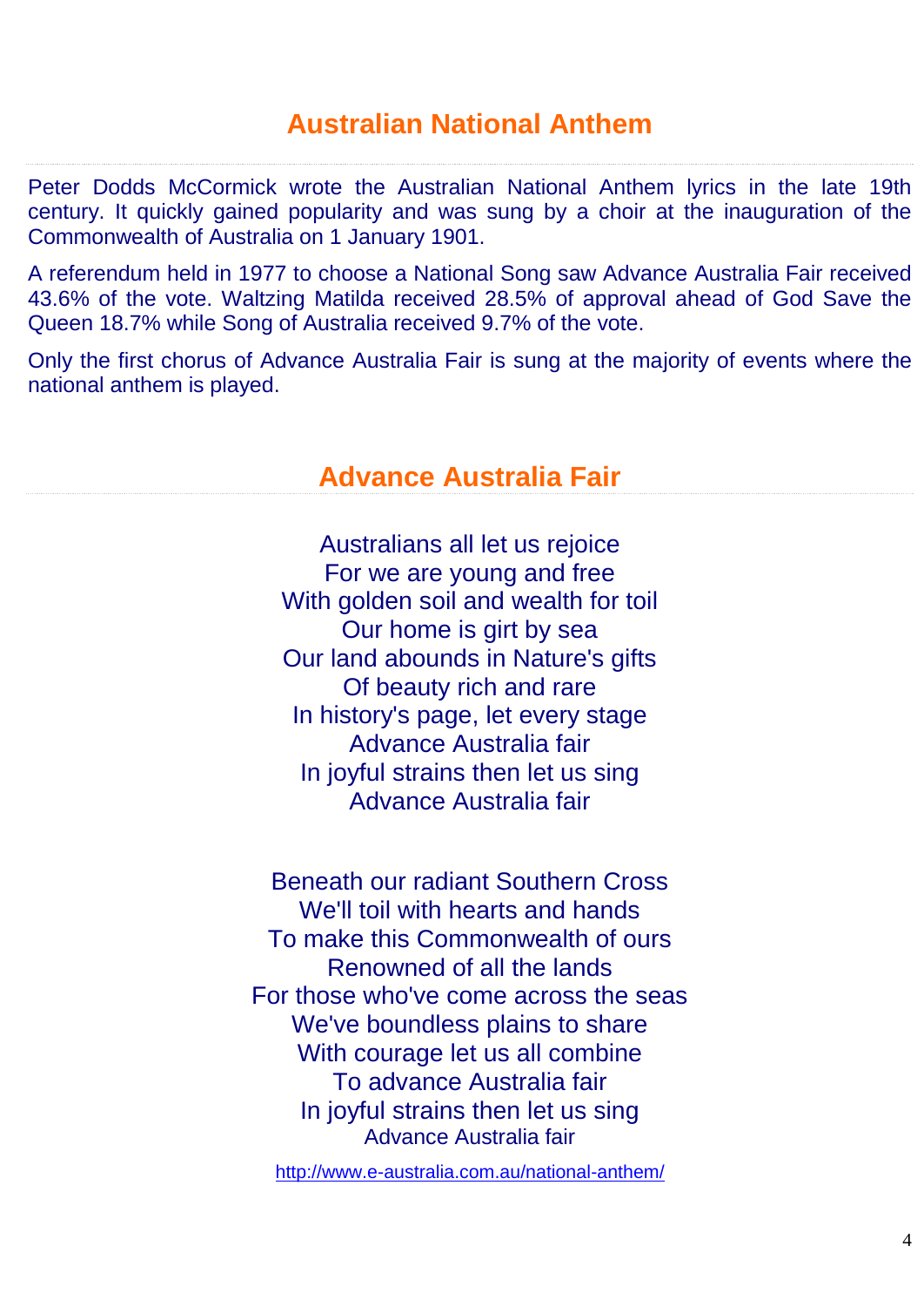# Australian National Anthem

Peter Dodds McCormick wrote the Australian National Anthem lyrics in the late 19th century. It quickly gained popularity and was sung by a choir at the inauguration of the Commonwealth of Australia on 1 January 1901.

A referendum held in 1977 to choose a National Song saw Advance Australia Fair received 43.6% of the vote. Waltzing Matilda received 28.5% of approval ahead of God Save the Queen 18.7% while Song of Australia received 9.7% of the vote.

Only the first chorus of Advance Australia Fair is sung at the majority of events where the national anthem is played.

## Advance Australia Fair

Australians all let us rejoice
For we are young and free
With golden soil and wealth for toil
Our home is girt by sea
Our land abounds in Nature's gifts
Of beauty rich and rare
In history's page, let every stage
Advance Australia fair
In joyful strains then let us sing
Advance Australia fair

Beneath our radiant Southern Cross
We'll toil with hearts and hands
To make this Commonwealth of ours
Renowned of all the lands
For those who've come across the seas
We've boundless plains to share
With courage let us all combine
To advance Australia fair
In joyful strains then let us sing
Advance Australia fair

http://www.e-australia.com.au/national-anthem/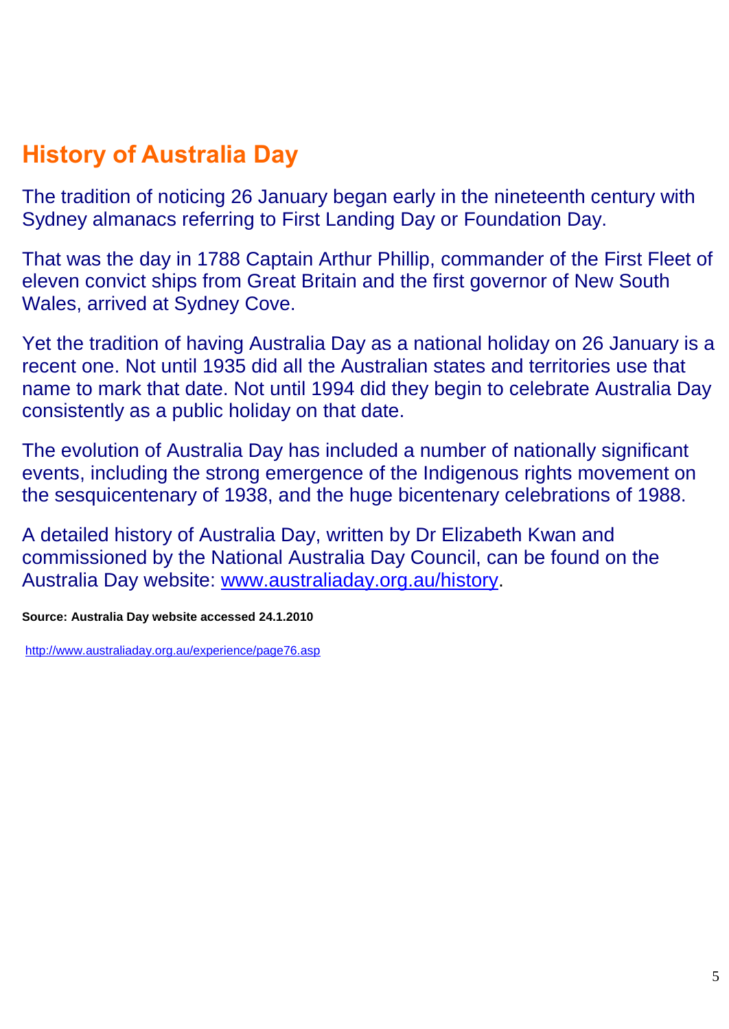## History of Australia Day

The tradition of noticing 26 January began early in the nineteenth century with Sydney almanacs referring to First Landing Day or Foundation Day.

That was the day in 1788 Captain Arthur Phillip, commander of the First Fleet of eleven convict ships from Great Britain and the first governor of New South Wales, arrived at Sydney Cove.

Yet the tradition of having Australia Day as a national holiday on 26 January is a recent one. Not until 1935 did all the Australian states and territories use that name to mark that date. Not until 1994 did they begin to celebrate Australia Day consistently as a public holiday on that date.

The evolution of Australia Day has included a number of nationally significant events, including the strong emergence of the Indigenous rights movement on the sesquicentenary of 1938, and the huge bicentenary celebrations of 1988.

A detailed history of Australia Day, written by Dr Elizabeth Kwan and commissioned by the National Australia Day Council, can be found on the Australia Day website: [www.australiaday.org.au/history](http://www.australiaday.org.au/history).

**Source: Australia Day website accessed 24.1.2010**

http://www.australiaday.org.au/experience/page76.asp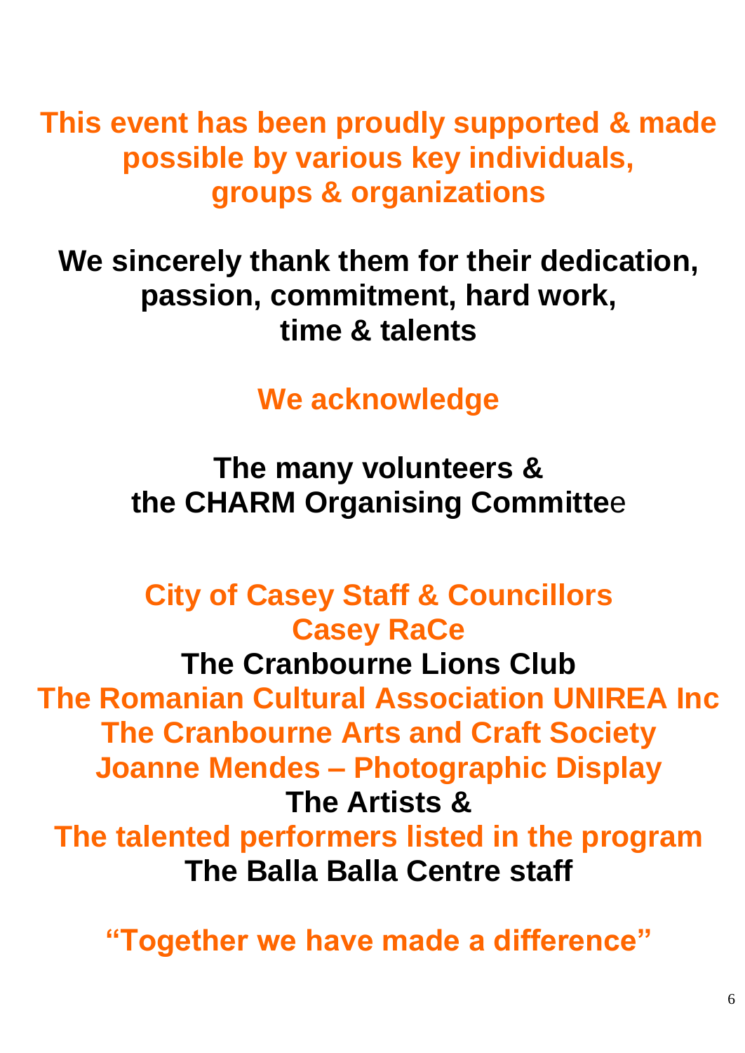**This event has been proudly supported & made possible by various key individuals, groups & organizations**

**We sincerely thank them for their dedication, passion, commitment, hard work, time & talents**

**We acknowledge**

**The many volunteers &**
**the CHARM Organising Committee**

**City of Casey Staff & Councillors**
**Casey RaCe**
**The Cranbourne Lions Club**
**The Romanian Cultural Association UNIREA Inc**
**The Cranbourne Arts and Craft Society**
**Joanne Mendes – Photographic Display**
**The Artists &**
**The talented performers listed in the program**
**The Balla Balla Centre staff**

**"Together we have made a difference"**